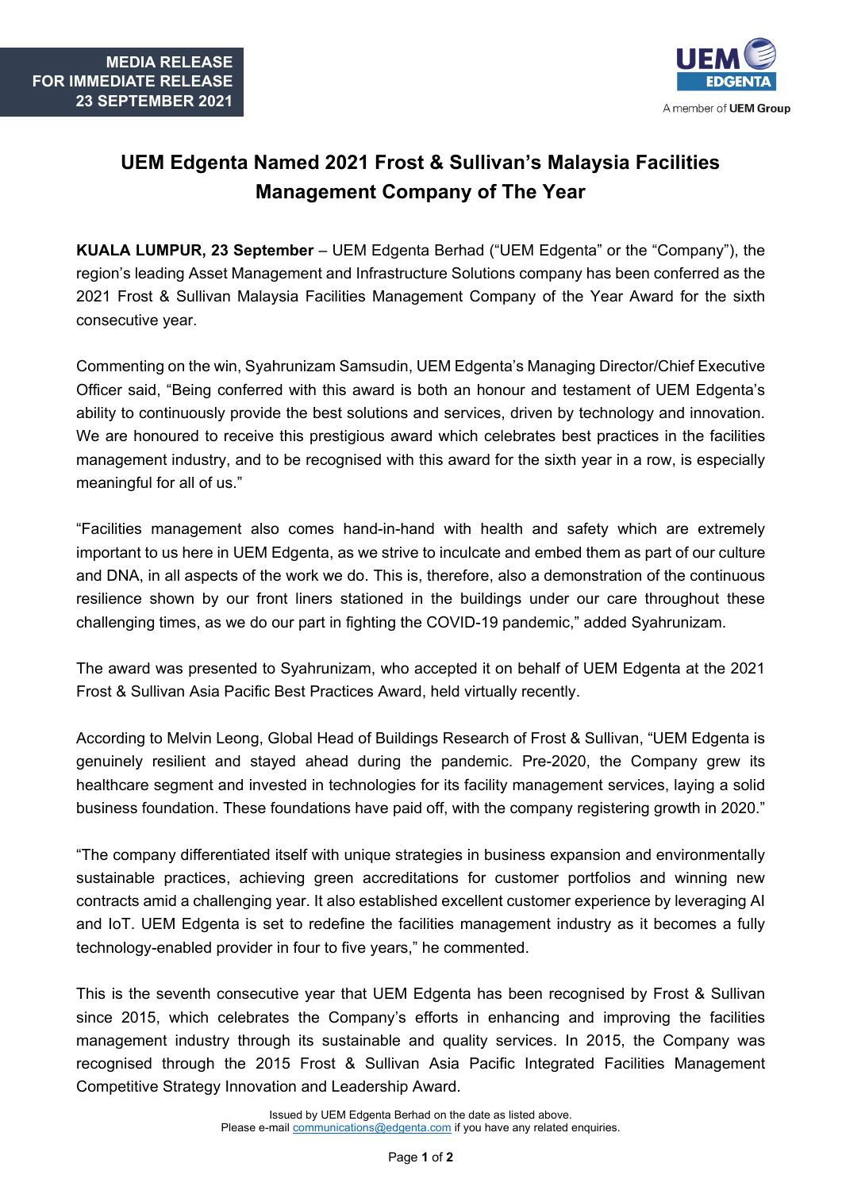**MEDIA RELEASE**
**FOR IMMEDIATE RELEASE**
**23 SEPTEMBER 2021**

UEM EDGENTA
A member of UEM Group

# UEM Edgenta Named 2021 Frost & Sullivan's Malaysia Facilities Management Company of The Year

**KUALA LUMPUR, 23 September** – UEM Edgenta Berhad ("UEM Edgenta" or the "Company"), the region's leading Asset Management and Infrastructure Solutions company has been conferred as the 2021 Frost & Sullivan Malaysia Facilities Management Company of the Year Award for the sixth consecutive year.

Commenting on the win, Syahrunizam Samsudin, UEM Edgenta's Managing Director/Chief Executive Officer said, "Being conferred with this award is both an honour and testament of UEM Edgenta's ability to continuously provide the best solutions and services, driven by technology and innovation. We are honoured to receive this prestigious award which celebrates best practices in the facilities management industry, and to be recognised with this award for the sixth year in a row, is especially meaningful for all of us."

"Facilities management also comes hand-in-hand with health and safety which are extremely important to us here in UEM Edgenta, as we strive to inculcate and embed them as part of our culture and DNA, in all aspects of the work we do. This is, therefore, also a demonstration of the continuous resilience shown by our front liners stationed in the buildings under our care throughout these challenging times, as we do our part in fighting the COVID-19 pandemic," added Syahrunizam.

The award was presented to Syahrunizam, who accepted it on behalf of UEM Edgenta at the 2021 Frost & Sullivan Asia Pacific Best Practices Award, held virtually recently.

According to Melvin Leong, Global Head of Buildings Research of Frost & Sullivan, "UEM Edgenta is genuinely resilient and stayed ahead during the pandemic. Pre-2020, the Company grew its healthcare segment and invested in technologies for its facility management services, laying a solid business foundation. These foundations have paid off, with the company registering growth in 2020."

"The company differentiated itself with unique strategies in business expansion and environmentally sustainable practices, achieving green accreditations for customer portfolios and winning new contracts amid a challenging year. It also established excellent customer experience by leveraging AI and IoT. UEM Edgenta is set to redefine the facilities management industry as it becomes a fully technology-enabled provider in four to five years," he commented.

This is the seventh consecutive year that UEM Edgenta has been recognised by Frost & Sullivan since 2015, which celebrates the Company's efforts in enhancing and improving the facilities management industry through its sustainable and quality services. In 2015, the Company was recognised through the 2015 Frost & Sullivan Asia Pacific Integrated Facilities Management Competitive Strategy Innovation and Leadership Award.

Issued by UEM Edgenta Berhad on the date as listed above.
Please e-mail communications@edgenta.com if you have any related enquiries.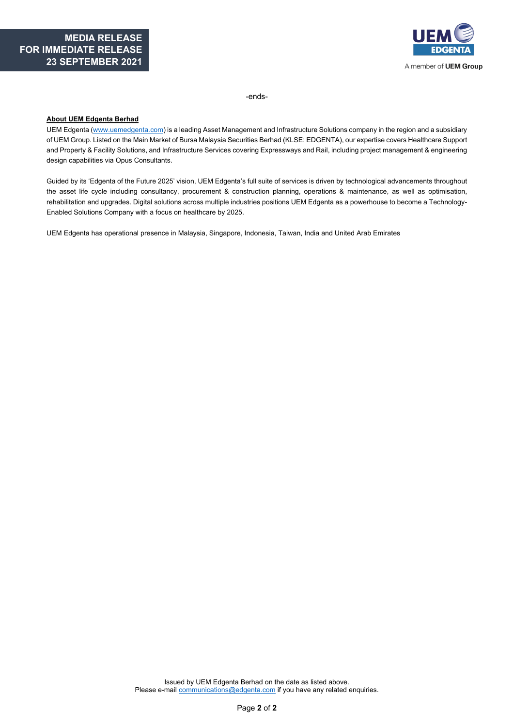-ends-

**About UEM Edgenta Berhad**

UEM Edgenta (www.uemedgenta.com) is a leading Asset Management and Infrastructure Solutions company in the region and a subsidiary of UEM Group. Listed on the Main Market of Bursa Malaysia Securities Berhad (KLSE: EDGENTA), our expertise covers Healthcare Support and Property & Facility Solutions, and Infrastructure Services covering Expressways and Rail, including project management & engineering design capabilities via Opus Consultants.

Guided by its 'Edgenta of the Future 2025' vision, UEM Edgenta's full suite of services is driven by technological advancements throughout the asset life cycle including consultancy, procurement & construction planning, operations & maintenance, as well as optimisation, rehabilitation and upgrades. Digital solutions across multiple industries positions UEM Edgenta as a powerhouse to become a Technology-Enabled Solutions Company with a focus on healthcare by 2025.

UEM Edgenta has operational presence in Malaysia, Singapore, Indonesia, Taiwan, India and United Arab Emirates

Issued by UEM Edgenta Berhad on the date as listed above.
Please e-mail communications@edgenta.com if you have any related enquiries.